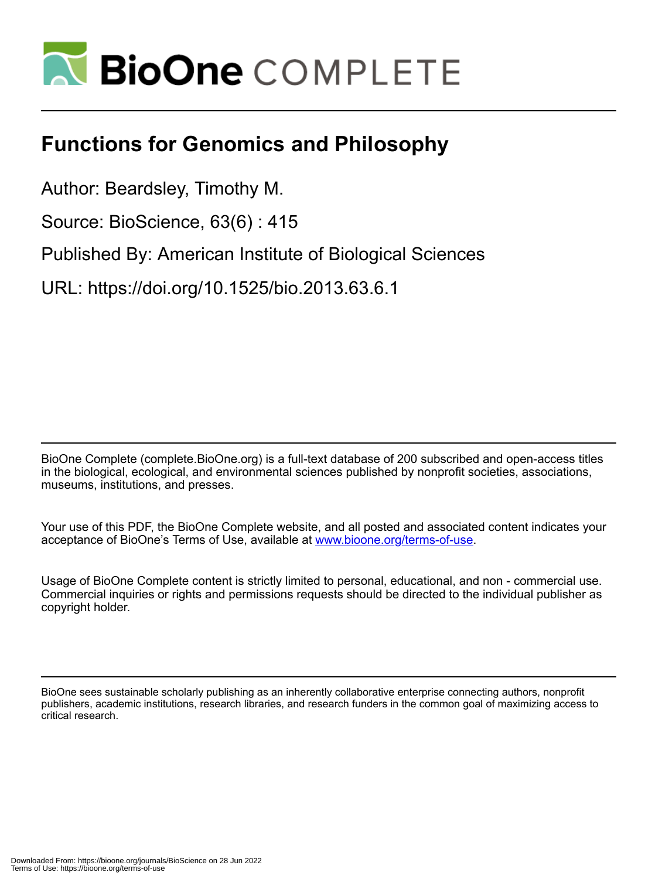# Functions for Genomics and Philosophy

Author: Beardsley, Timothy M.

Source: BioScience, 63(6) : 415

Published By: American Institute of Biological Sciences

URL: https://doi.org/10.1525/bio.2013.63.6.1

BioOne Complete (complete.BioOne.org) is a full-text database of 200 subscribed and open-access titles in the biological, ecological, and environmental sciences published by nonprofit societies, associations, museums, institutions, and presses.

Your use of this PDF, the BioOne Complete website, and all posted and associated content indicates your acceptance of BioOne's Terms of Use, available at www.bioone.org/terms-of-use.

Usage of BioOne Complete content is strictly limited to personal, educational, and non - commercial use. Commercial inquiries or rights and permissions requests should be directed to the individual publisher as copyright holder.

BioOne sees sustainable scholarly publishing as an inherently collaborative enterprise connecting authors, nonprofit publishers, academic institutions, research libraries, and research funders in the common goal of maximizing access to critical research.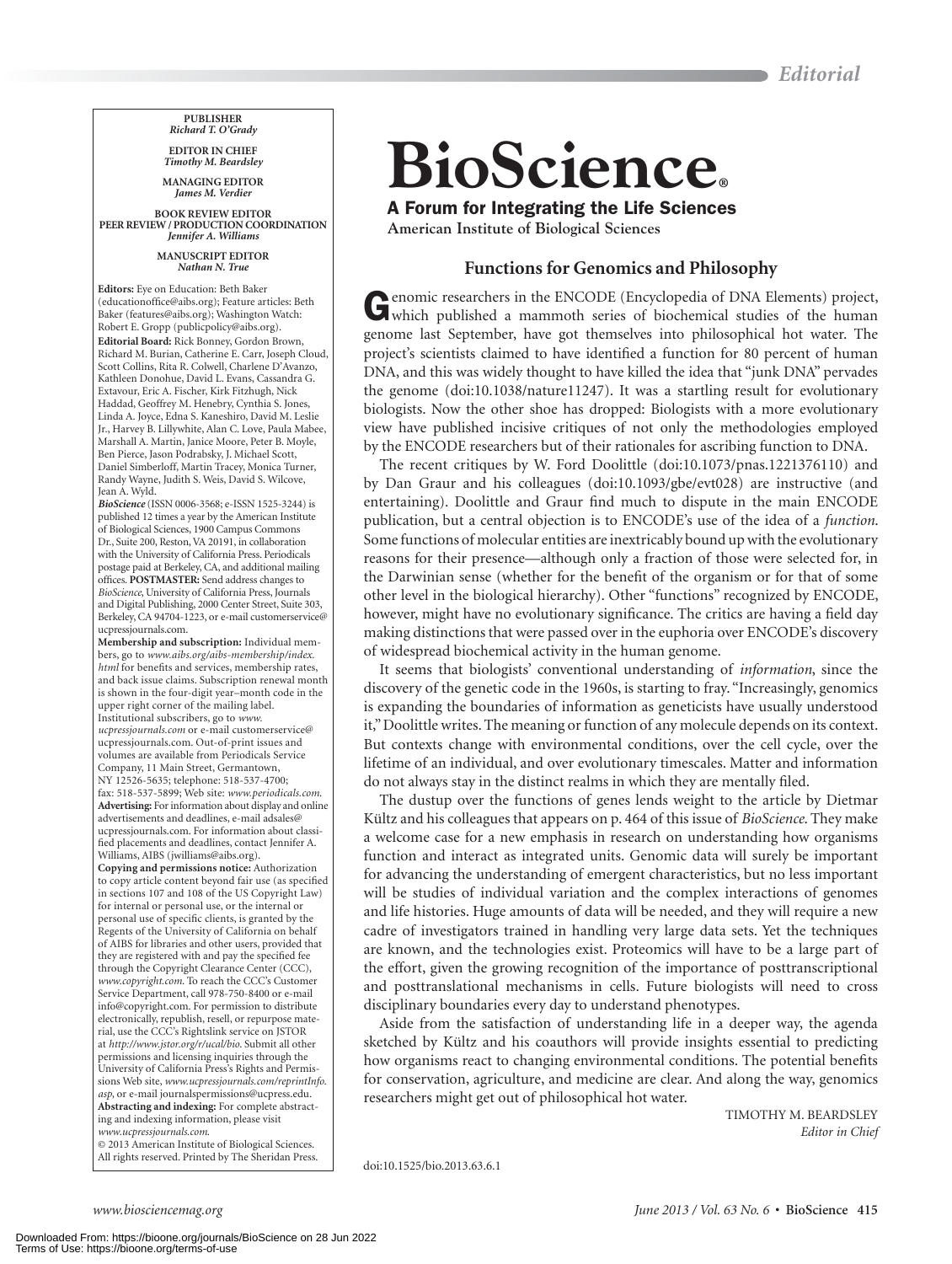**PUBLISHER**
*Richard T. O'Grady*

**EDITOR IN CHIEF**
*Timothy M. Beardsley*

**MANAGING EDITOR**
*James M. Verdier*

**BOOK REVIEW EDITOR**
**PEER REVIEW / PRODUCTION COORDINATION**
*Jennifer A. Williams*

**MANUSCRIPT EDITOR**
*Nathan N. True*

**Editors:** Eye on Education: Beth Baker (educationoffice@aibs.org); Feature articles: Beth Baker (features@aibs.org); Washington Watch: Robert E. Gropp (publicpolicy@aibs.org).

**Editorial Board:** Rick Bonney, Gordon Brown, Richard M. Burian, Catherine E. Carr, Joseph Cloud, Scott Collins, Rita R. Colwell, Charlene D'Avanzo, Kathleen Donohue, David L. Evans, Cassandra G. Extavour, Eric A. Fischer, Kirk Fitzhugh, Nick Haddad, Geoffrey M. Henebry, Cynthia S. Jones, Linda A. Joyce, Edna S. Kaneshiro, David M. Leslie Jr., Harvey B. Lillywhite, Alan C. Love, Paula Mabee, Marshall A. Martin, Janice Moore, Peter B. Moyle, Ben Pierce, Jason Podrabsky, J. Michael Scott, Daniel Simberloff, Martin Tracey, Monica Turner, Randy Wayne, Judith S. Weis, David S. Wilcove, Jean A. Wyld.

*BioScience* (ISSN 0006-3568; e-ISSN 1525-3244) is published 12 times a year by the American Institute of Biological Sciences, 1900 Campus Commons Dr., Suite 200, Reston, VA 20191, in collaboration with the University of California Press. Periodicals postage paid at Berkeley, CA, and additional mailing offices. **POSTMASTER:** Send address changes to *BioScience*, University of California Press, Journals and Digital Publishing, 2000 Center Street, Suite 303, Berkeley, CA 94704-1223, or e-mail customerservice@ucpressjournals.com.

**Membership and subscription:** Individual members, go to *www.aibs.org/aibs-membership/index.html* for benefits and services, membership rates, and back issue claims. Subscription renewal month is shown in the four-digit year–month code in the upper right corner of the mailing label. Institutional subscribers, go to *www.ucpressjournals.com* or e-mail customerservice@ucpressjournals.com. Out-of-print issues and volumes are available from Periodicals Service Company, 11 Main Street, Germantown, NY 12526-5635; telephone: 518-537-4700; fax: 518-537-5899; Web site: *www.periodicals.com*.

**Advertising:** For information about display and online advertisements and deadlines, e-mail adsales@ucpressjournals.com. For information about classified placements and deadlines, contact Jennifer A. Williams, AIBS (jwilliams@aibs.org).

**Copying and permissions notice:** Authorization to copy article content beyond fair use (as specified in sections 107 and 108 of the US Copyright Law) for internal or personal use, or the internal or personal use of specific clients, is granted by the Regents of the University of California on behalf of AIBS for libraries and other users, provided that they are registered with and pay the specified fee through the Copyright Clearance Center (CCC), *www.copyright.com*. To reach the CCC's Customer Service Department, call 978-750-8400 or e-mail info@copyright.com. For permission to distribute electronically, republish, resell, or repurpose material, use the CCC's Rightslink service on JSTOR at *http://www.jstor.org/r/ucal/bio*. Submit all other permissions and licensing inquiries through the University of California Press's Rights and Permissions Web site, *www.ucpressjournals.com/reprintInfo.asp*, or e-mail journalspermissions@ucpress.edu.

**Abstracting and indexing:** For complete abstracting and indexing information, please visit *www.ucpressjournals.com*.

© 2013 American Institute of Biological Sciences. All rights reserved. Printed by The Sheridan Press.

# BioScience

**A Forum for Integrating the Life Sciences**
**American Institute of Biological Sciences**

## Functions for Genomics and Philosophy

Genomic researchers in the ENCODE (Encyclopedia of DNA Elements) project, which published a mammoth series of biochemical studies of the human genome last September, have got themselves into philosophical hot water. The project's scientists claimed to have identified a function for 80 percent of human DNA, and this was widely thought to have killed the idea that "junk DNA" pervades the genome (doi:10.1038/nature11247). It was a startling result for evolutionary biologists. Now the other shoe has dropped: Biologists with a more evolutionary view have published incisive critiques of not only the methodologies employed by the ENCODE researchers but of their rationales for ascribing function to DNA.

The recent critiques by W. Ford Doolittle (doi:10.1073/pnas.1221376110) and by Dan Graur and his colleagues (doi:10.1093/gbe/evt028) are instructive (and entertaining). Doolittle and Graur find much to dispute in the main ENCODE publication, but a central objection is to ENCODE's use of the idea of a *function*. Some functions of molecular entities are inextricably bound up with the evolutionary reasons for their presence—although only a fraction of those were selected for, in the Darwinian sense (whether for the benefit of the organism or for that of some other level in the biological hierarchy). Other "functions" recognized by ENCODE, however, might have no evolutionary significance. The critics are having a field day making distinctions that were passed over in the euphoria over ENCODE's discovery of widespread biochemical activity in the human genome.

It seems that biologists' conventional understanding of *information*, since the discovery of the genetic code in the 1960s, is starting to fray. "Increasingly, genomics is expanding the boundaries of information as geneticists have usually understood it," Doolittle writes. The meaning or function of any molecule depends on its context. But contexts change with environmental conditions, over the cell cycle, over the lifetime of an individual, and over evolutionary timescales. Matter and information do not always stay in the distinct realms in which they are mentally filed.

The dustup over the functions of genes lends weight to the article by Dietmar Kültz and his colleagues that appears on p. 464 of this issue of *BioScience*. They make a welcome case for a new emphasis in research on understanding how organisms function and interact as integrated units. Genomic data will surely be important for advancing the understanding of emergent characteristics, but no less important will be studies of individual variation and the complex interactions of genomes and life histories. Huge amounts of data will be needed, and they will require a new cadre of investigators trained in handling very large data sets. Yet the techniques are known, and the technologies exist. Proteomics will have to be a large part of the effort, given the growing recognition of the importance of posttranscriptional and posttranslational mechanisms in cells. Future biologists will need to cross disciplinary boundaries every day to understand phenotypes.

Aside from the satisfaction of understanding life in a deeper way, the agenda sketched by Kültz and his coauthors will provide insights essential to predicting how organisms react to changing environmental conditions. The potential benefits for conservation, agriculture, and medicine are clear. And along the way, genomics researchers might get out of philosophical hot water.

TIMOTHY M. BEARDSLEY
*Editor in Chief*

doi:10.1525/bio.2013.63.6.1